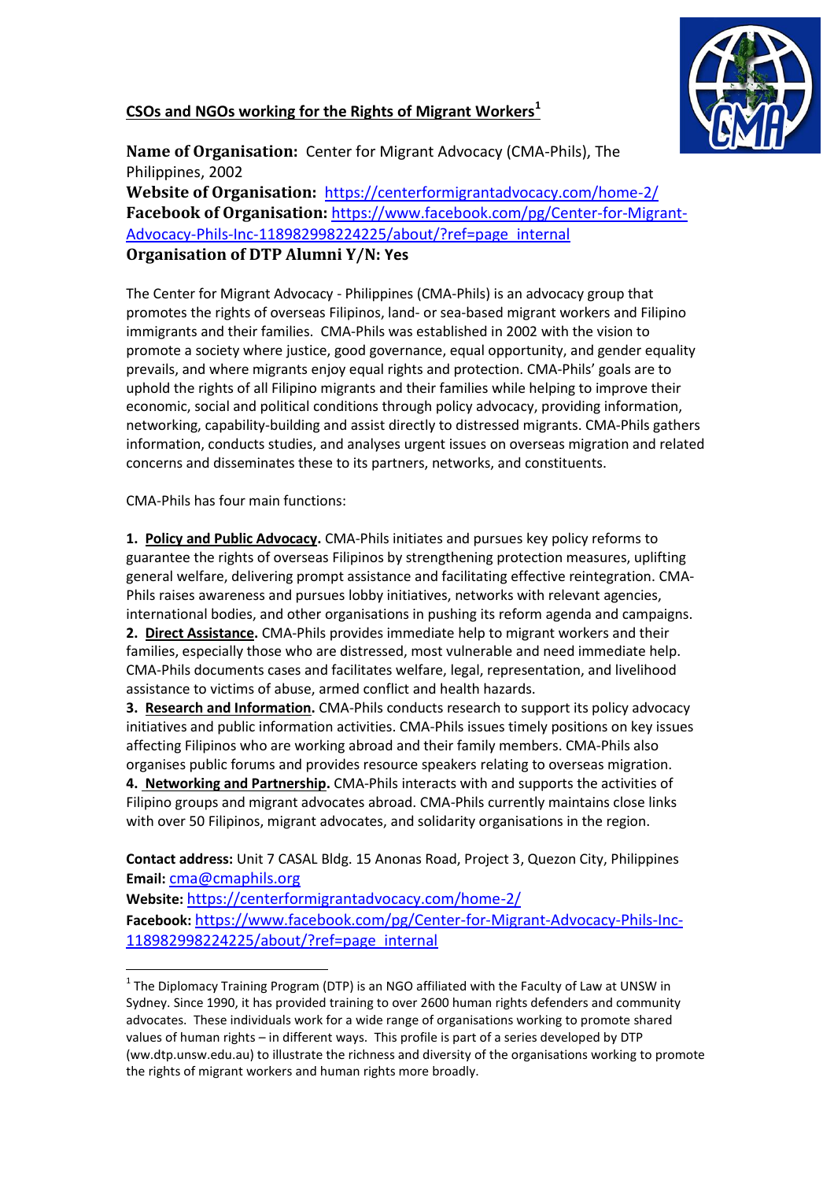## CSOs and NGOs working for the Rights of Migrant Workers[1]

**Name of Organisation:** Center for Migrant Advocacy (CMA-Phils), The Philippines, 2002
**Website of Organisation:** https://centerformigrantadvocacy.com/home-2/
**Facebook of Organisation:** https://www.facebook.com/pg/Center-for-Migrant-Advocacy-Phils-Inc-118982998224225/about/?ref=page_internal
**Organisation of DTP Alumni Y/N: Yes**

The Center for Migrant Advocacy - Philippines (CMA-Phils) is an advocacy group that promotes the rights of overseas Filipinos, land- or sea-based migrant workers and Filipino immigrants and their families. CMA-Phils was established in 2002 with the vision to promote a society where justice, good governance, equal opportunity, and gender equality prevails, and where migrants enjoy equal rights and protection. CMA-Phils' goals are to uphold the rights of all Filipino migrants and their families while helping to improve their economic, social and political conditions through policy advocacy, providing information, networking, capability-building and assist directly to distressed migrants. CMA-Phils gathers information, conducts studies, and analyses urgent issues on overseas migration and related concerns and disseminates these to its partners, networks, and constituents.

CMA-Phils has four main functions:

**1. Policy and Public Advocacy.** CMA-Phils initiates and pursues key policy reforms to guarantee the rights of overseas Filipinos by strengthening protection measures, uplifting general welfare, delivering prompt assistance and facilitating effective reintegration. CMA-Phils raises awareness and pursues lobby initiatives, networks with relevant agencies, international bodies, and other organisations in pushing its reform agenda and campaigns.
**2. Direct Assistance.** CMA-Phils provides immediate help to migrant workers and their families, especially those who are distressed, most vulnerable and need immediate help. CMA-Phils documents cases and facilitates welfare, legal, representation, and livelihood assistance to victims of abuse, armed conflict and health hazards.
**3. Research and Information.** CMA-Phils conducts research to support its policy advocacy initiatives and public information activities. CMA-Phils issues timely positions on key issues affecting Filipinos who are working abroad and their family members. CMA-Phils also organises public forums and provides resource speakers relating to overseas migration.
**4. Networking and Partnership.** CMA-Phils interacts with and supports the activities of Filipino groups and migrant advocates abroad. CMA-Phils currently maintains close links with over 50 Filipinos, migrant advocates, and solidarity organisations in the region.

**Contact address:** Unit 7 CASAL Bldg. 15 Anonas Road, Project 3, Quezon City, Philippines
**Email:** cma@cmaphils.org
**Website:** https://centerformigrantadvocacy.com/home-2/
**Facebook:** https://www.facebook.com/pg/Center-for-Migrant-Advocacy-Phils-Inc-118982998224225/about/?ref=page_internal

---

[1] The Diplomacy Training Program (DTP) is an NGO affiliated with the Faculty of Law at UNSW in Sydney. Since 1990, it has provided training to over 2600 human rights defenders and community advocates. These individuals work for a wide range of organisations working to promote shared values of human rights – in different ways. This profile is part of a series developed by DTP (ww.dtp.unsw.edu.au) to illustrate the richness and diversity of the organisations working to promote the rights of migrant workers and human rights more broadly.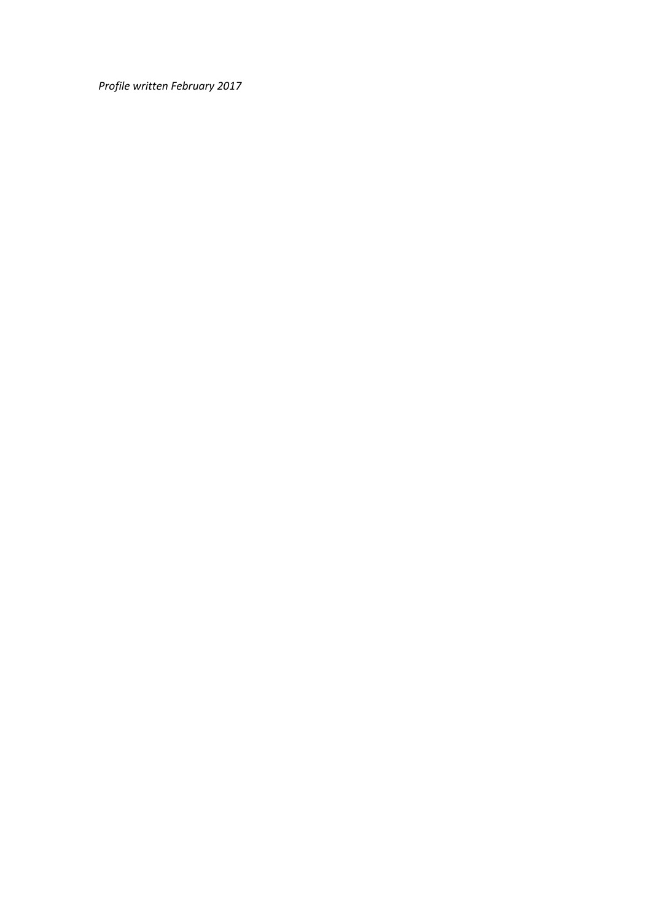*Profile written February 2017*